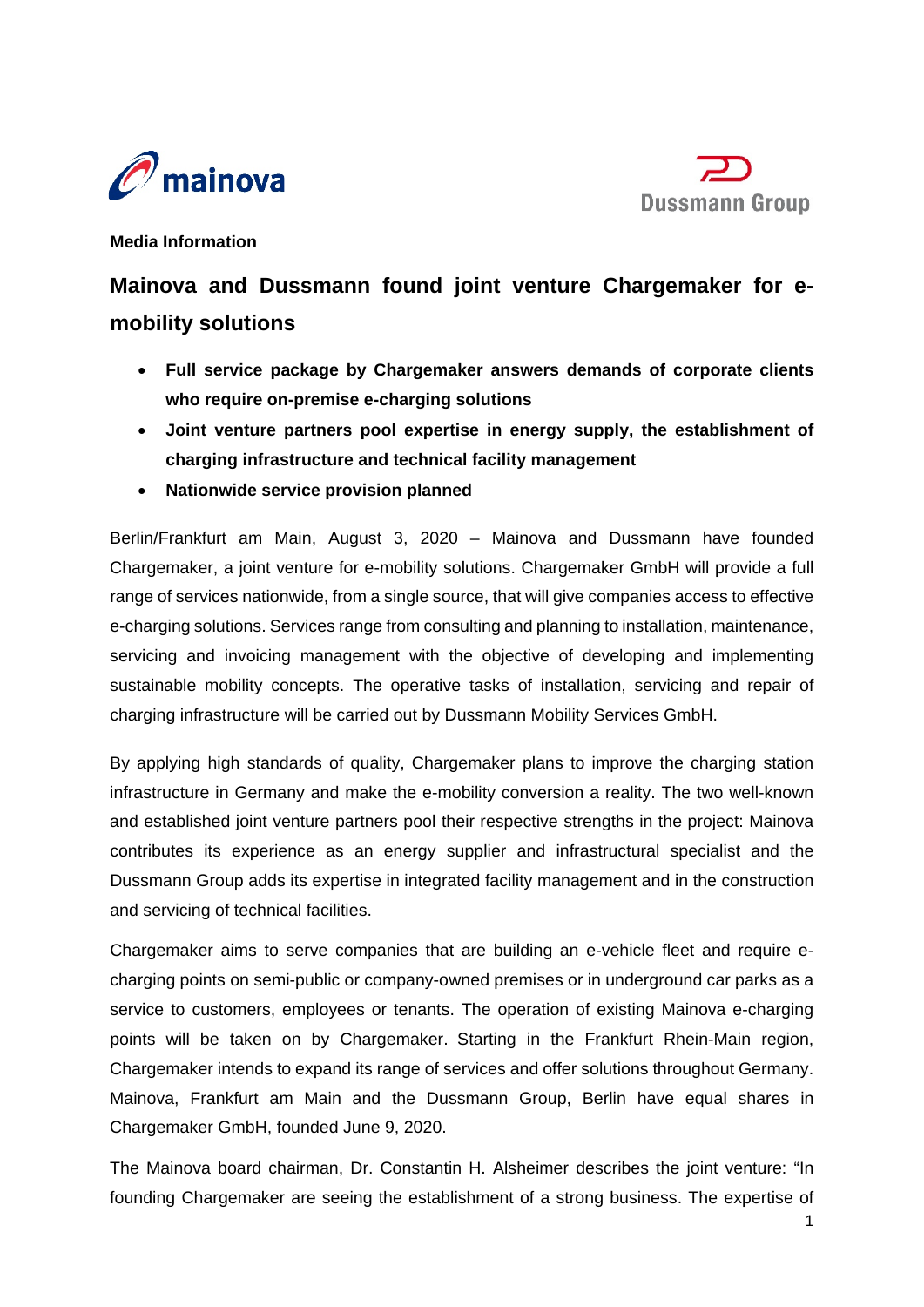**Media Information**

# Mainova and Dussmann found joint venture Chargemaker for e-mobility solutions

- **Full service package by Chargemaker answers demands of corporate clients who require on-premise e-charging solutions**
- **Joint venture partners pool expertise in energy supply, the establishment of charging infrastructure and technical facility management**
- **Nationwide service provision planned**

Berlin/Frankfurt am Main, August 3, 2020 – Mainova and Dussmann have founded Chargemaker, a joint venture for e-mobility solutions. Chargemaker GmbH will provide a full range of services nationwide, from a single source, that will give companies access to effective e-charging solutions. Services range from consulting and planning to installation, maintenance, servicing and invoicing management with the objective of developing and implementing sustainable mobility concepts. The operative tasks of installation, servicing and repair of charging infrastructure will be carried out by Dussmann Mobility Services GmbH.

By applying high standards of quality, Chargemaker plans to improve the charging station infrastructure in Germany and make the e-mobility conversion a reality. The two well-known and established joint venture partners pool their respective strengths in the project: Mainova contributes its experience as an energy supplier and infrastructural specialist and the Dussmann Group adds its expertise in integrated facility management and in the construction and servicing of technical facilities.

Chargemaker aims to serve companies that are building an e-vehicle fleet and require e-charging points on semi-public or company-owned premises or in underground car parks as a service to customers, employees or tenants. The operation of existing Mainova e-charging points will be taken on by Chargemaker. Starting in the Frankfurt Rhein-Main region, Chargemaker intends to expand its range of services and offer solutions throughout Germany. Mainova, Frankfurt am Main and the Dussmann Group, Berlin have equal shares in Chargemaker GmbH, founded June 9, 2020.

The Mainova board chairman, Dr. Constantin H. Alsheimer describes the joint venture: "In founding Chargemaker are seeing the establishment of a strong business. The expertise of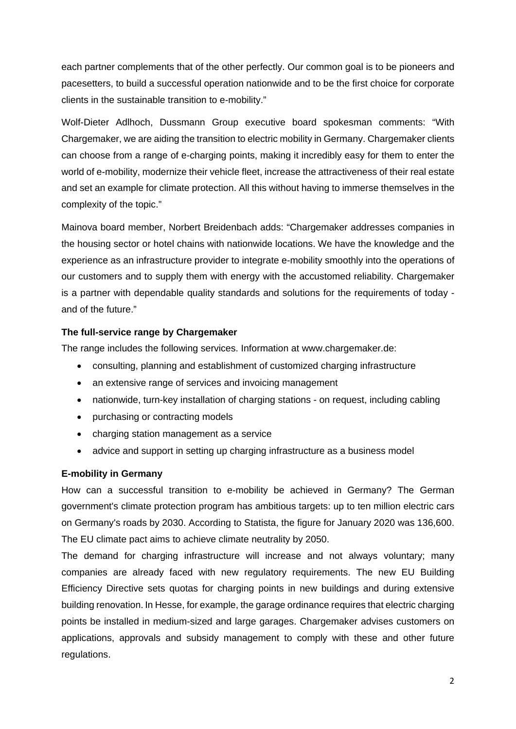each partner complements that of the other perfectly. Our common goal is to be pioneers and pacesetters, to build a successful operation nationwide and to be the first choice for corporate clients in the sustainable transition to e-mobility."

Wolf-Dieter Adlhoch, Dussmann Group executive board spokesman comments: "With Chargemaker, we are aiding the transition to electric mobility in Germany. Chargemaker clients can choose from a range of e-charging points, making it incredibly easy for them to enter the world of e-mobility, modernize their vehicle fleet, increase the attractiveness of their real estate and set an example for climate protection. All this without having to immerse themselves in the complexity of the topic."

Mainova board member, Norbert Breidenbach adds: "Chargemaker addresses companies in the housing sector or hotel chains with nationwide locations. We have the knowledge and the experience as an infrastructure provider to integrate e-mobility smoothly into the operations of our customers and to supply them with energy with the accustomed reliability. Chargemaker is a partner with dependable quality standards and solutions for the requirements of today - and of the future."

**The full-service range by Chargemaker**

The range includes the following services. Information at www.chargemaker.de:

- consulting, planning and establishment of customized charging infrastructure
- an extensive range of services and invoicing management
- nationwide, turn-key installation of charging stations - on request, including cabling
- purchasing or contracting models
- charging station management as a service
- advice and support in setting up charging infrastructure as a business model

**E-mobility in Germany**

How can a successful transition to e-mobility be achieved in Germany? The German government's climate protection program has ambitious targets: up to ten million electric cars on Germany's roads by 2030. According to Statista, the figure for January 2020 was 136,600. The EU climate pact aims to achieve climate neutrality by 2050.

The demand for charging infrastructure will increase and not always voluntary; many companies are already faced with new regulatory requirements. The new EU Building Efficiency Directive sets quotas for charging points in new buildings and during extensive building renovation. In Hesse, for example, the garage ordinance requires that electric charging points be installed in medium-sized and large garages. Chargemaker advises customers on applications, approvals and subsidy management to comply with these and other future regulations.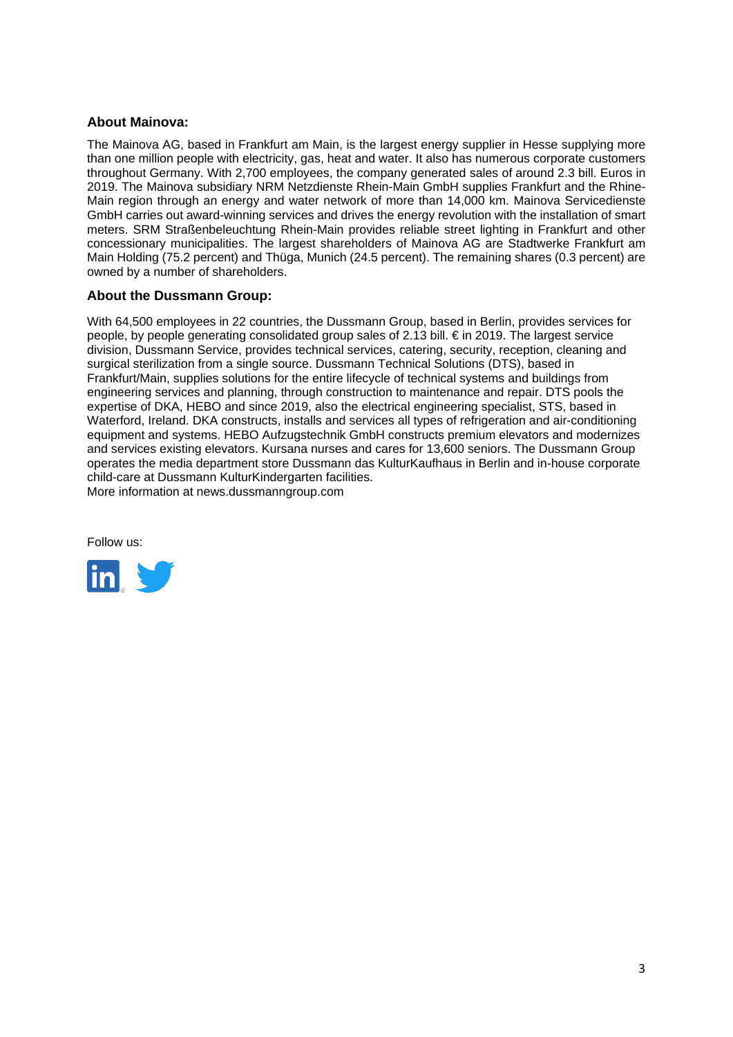### About Mainova:

The Mainova AG, based in Frankfurt am Main, is the largest energy supplier in Hesse supplying more than one million people with electricity, gas, heat and water. It also has numerous corporate customers throughout Germany. With 2,700 employees, the company generated sales of around 2.3 bill. Euros in 2019. The Mainova subsidiary NRM Netzdienste Rhein-Main GmbH supplies Frankfurt and the Rhine-Main region through an energy and water network of more than 14,000 km. Mainova Servicedienste GmbH carries out award-winning services and drives the energy revolution with the installation of smart meters. SRM Straßenbeleuchtung Rhein-Main provides reliable street lighting in Frankfurt and other concessionary municipalities. The largest shareholders of Mainova AG are Stadtwerke Frankfurt am Main Holding (75.2 percent) and Thüga, Munich (24.5 percent). The remaining shares (0.3 percent) are owned by a number of shareholders.

### About the Dussmann Group:

With 64,500 employees in 22 countries, the Dussmann Group, based in Berlin, provides services for people, by people generating consolidated group sales of 2.13 bill. € in 2019. The largest service division, Dussmann Service, provides technical services, catering, security, reception, cleaning and surgical sterilization from a single source. Dussmann Technical Solutions (DTS), based in Frankfurt/Main, supplies solutions for the entire lifecycle of technical systems and buildings from engineering services and planning, through construction to maintenance and repair. DTS pools the expertise of DKA, HEBO and since 2019, also the electrical engineering specialist, STS, based in Waterford, Ireland. DKA constructs, installs and services all types of refrigeration and air-conditioning equipment and systems. HEBO Aufzugstechnik GmbH constructs premium elevators and modernizes and services existing elevators. Kursana nurses and cares for 13,600 seniors. The Dussmann Group operates the media department store Dussmann das KulturKaufhaus in Berlin and in-house corporate child-care at Dussmann KulturKindergarten facilities.
More information at news.dussmanngroup.com

Follow us: